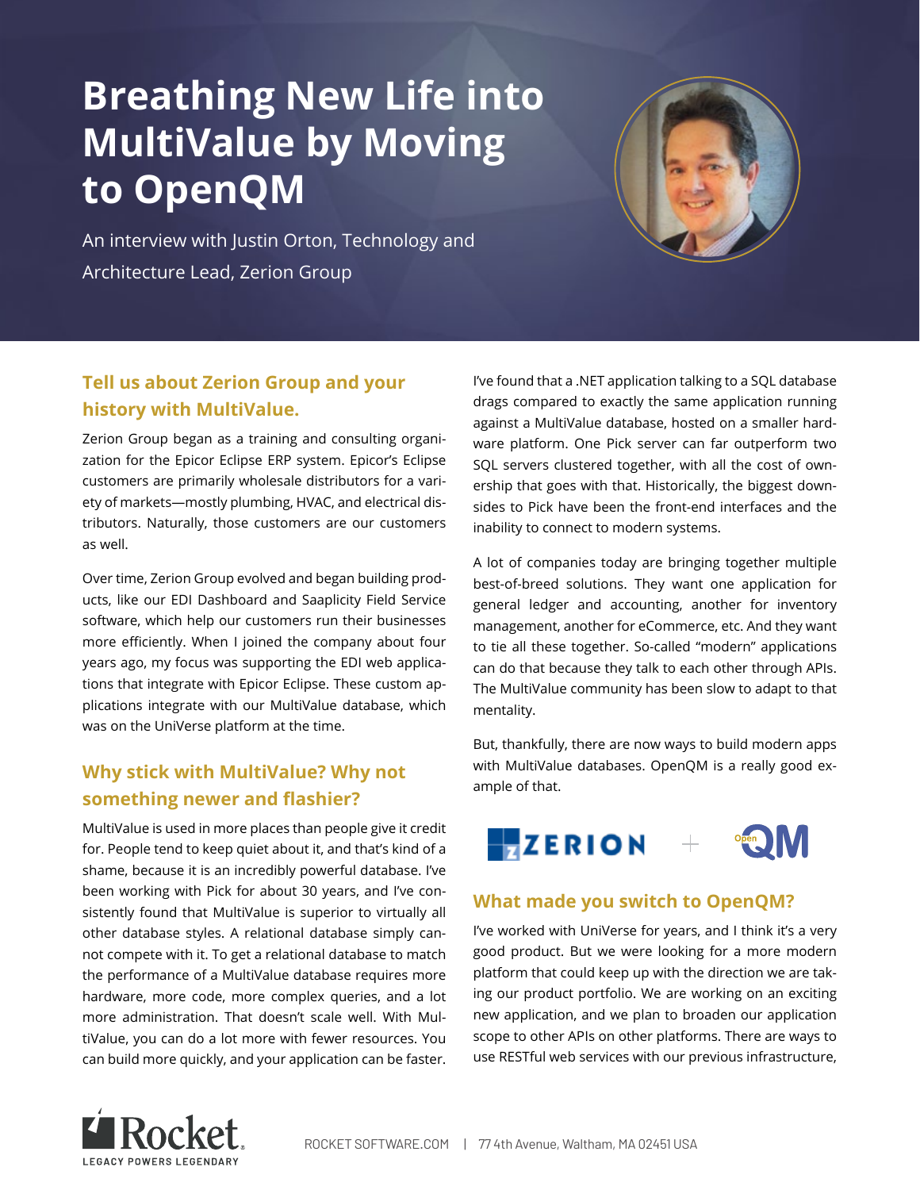# Breathing New Life into MultiValue by Moving to OpenQM

An interview with Justin Orton, Technology and Architecture Lead, Zerion Group

## Tell us about Zerion Group and your history with MultiValue.

Zerion Group began as a training and consulting organization for the Epicor Eclipse ERP system. Epicor's Eclipse customers are primarily wholesale distributors for a variety of markets—mostly plumbing, HVAC, and electrical distributors. Naturally, those customers are our customers as well.

Over time, Zerion Group evolved and began building products, like our EDI Dashboard and Saaplicity Field Service software, which help our customers run their businesses more efficiently. When I joined the company about four years ago, my focus was supporting the EDI web applications that integrate with Epicor Eclipse. These custom applications integrate with our MultiValue database, which was on the UniVerse platform at the time.

## Why stick with MultiValue? Why not something newer and flashier?

MultiValue is used in more places than people give it credit for. People tend to keep quiet about it, and that's kind of a shame, because it is an incredibly powerful database. I've been working with Pick for about 30 years, and I've consistently found that MultiValue is superior to virtually all other database styles. A relational database simply cannot compete with it. To get a relational database to match the performance of a MultiValue database requires more hardware, more code, more complex queries, and a lot more administration. That doesn't scale well. With MultiValue, you can do a lot more with fewer resources. You can build more quickly, and your application can be faster.

I've found that a .NET application talking to a SQL database drags compared to exactly the same application running against a MultiValue database, hosted on a smaller hardware platform. One Pick server can far outperform two SQL servers clustered together, with all the cost of ownership that goes with that. Historically, the biggest downsides to Pick have been the front-end interfaces and the inability to connect to modern systems.

A lot of companies today are bringing together multiple best-of-breed solutions. They want one application for general ledger and accounting, another for inventory management, another for eCommerce, etc. And they want to tie all these together. So-called "modern" applications can do that because they talk to each other through APIs. The MultiValue community has been slow to adapt to that mentality.

But, thankfully, there are now ways to build modern apps with MultiValue databases. OpenQM is a really good example of that.

ZERION + OpenQM

## What made you switch to OpenQM?

I've worked with UniVerse for years, and I think it's a very good product. But we were looking for a more modern platform that could keep up with the direction we are taking our product portfolio. We are working on an exciting new application, and we plan to broaden our application scope to other APIs on other platforms. There are ways to use RESTful web services with our previous infrastructure,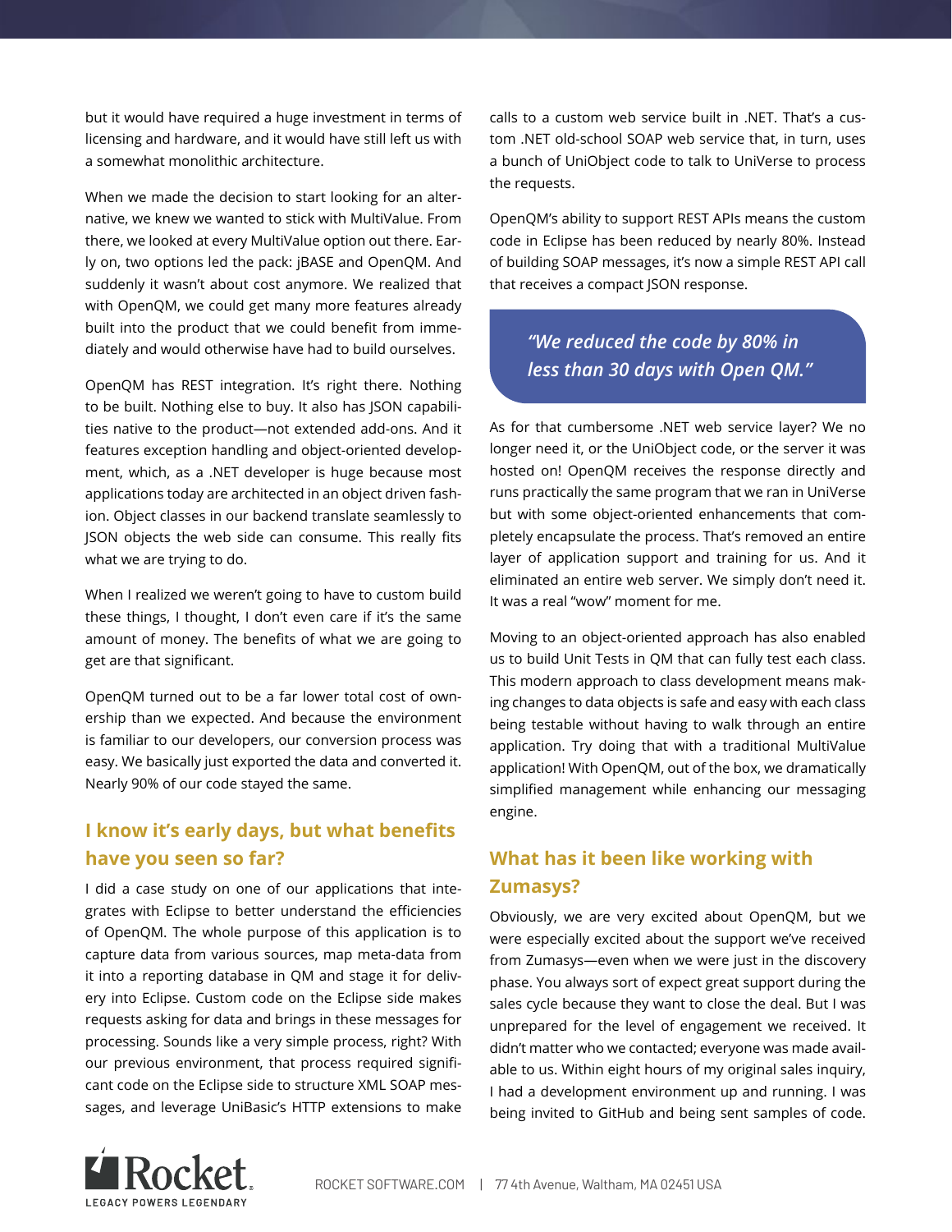but it would have required a huge investment in terms of licensing and hardware, and it would have still left us with a somewhat monolithic architecture.

When we made the decision to start looking for an alternative, we knew we wanted to stick with MultiValue. From there, we looked at every MultiValue option out there. Early on, two options led the pack: jBASE and OpenQM. And suddenly it wasn't about cost anymore. We realized that with OpenQM, we could get many more features already built into the product that we could benefit from immediately and would otherwise have had to build ourselves.

OpenQM has REST integration. It's right there. Nothing to be built. Nothing else to buy. It also has JSON capabilities native to the product—not extended add-ons. And it features exception handling and object-oriented development, which, as a .NET developer is huge because most applications today are architected in an object driven fashion. Object classes in our backend translate seamlessly to JSON objects the web side can consume. This really fits what we are trying to do.

When I realized we weren't going to have to custom build these things, I thought, I don't even care if it's the same amount of money. The benefits of what we are going to get are that significant.

OpenQM turned out to be a far lower total cost of ownership than we expected. And because the environment is familiar to our developers, our conversion process was easy. We basically just exported the data and converted it. Nearly 90% of our code stayed the same.

## I know it's early days, but what benefits have you seen so far?

I did a case study on one of our applications that integrates with Eclipse to better understand the efficiencies of OpenQM. The whole purpose of this application is to capture data from various sources, map meta-data from it into a reporting database in QM and stage it for delivery into Eclipse. Custom code on the Eclipse side makes requests asking for data and brings in these messages for processing. Sounds like a very simple process, right? With our previous environment, that process required significant code on the Eclipse side to structure XML SOAP messages, and leverage UniBasic's HTTP extensions to make calls to a custom web service built in .NET. That's a custom .NET old-school SOAP web service that, in turn, uses a bunch of UniObject code to talk to UniVerse to process the requests.

OpenQM's ability to support REST APIs means the custom code in Eclipse has been reduced by nearly 80%. Instead of building SOAP messages, it's now a simple REST API call that receives a compact JSON response.

> *"We reduced the code by 80% in less than 30 days with Open QM."*

As for that cumbersome .NET web service layer? We no longer need it, or the UniObject code, or the server it was hosted on! OpenQM receives the response directly and runs practically the same program that we ran in UniVerse but with some object-oriented enhancements that completely encapsulate the process. That's removed an entire layer of application support and training for us. And it eliminated an entire web server. We simply don't need it. It was a real "wow" moment for me.

Moving to an object-oriented approach has also enabled us to build Unit Tests in QM that can fully test each class. This modern approach to class development means making changes to data objects is safe and easy with each class being testable without having to walk through an entire application. Try doing that with a traditional MultiValue application! With OpenQM, out of the box, we dramatically simplified management while enhancing our messaging engine.

## What has it been like working with Zumasys?

Obviously, we are very excited about OpenQM, but we were especially excited about the support we've received from Zumasys—even when we were just in the discovery phase. You always sort of expect great support during the sales cycle because they want to close the deal. But I was unprepared for the level of engagement we received. It didn't matter who we contacted; everyone was made available to us. Within eight hours of my original sales inquiry, I had a development environment up and running. I was being invited to GitHub and being sent samples of code.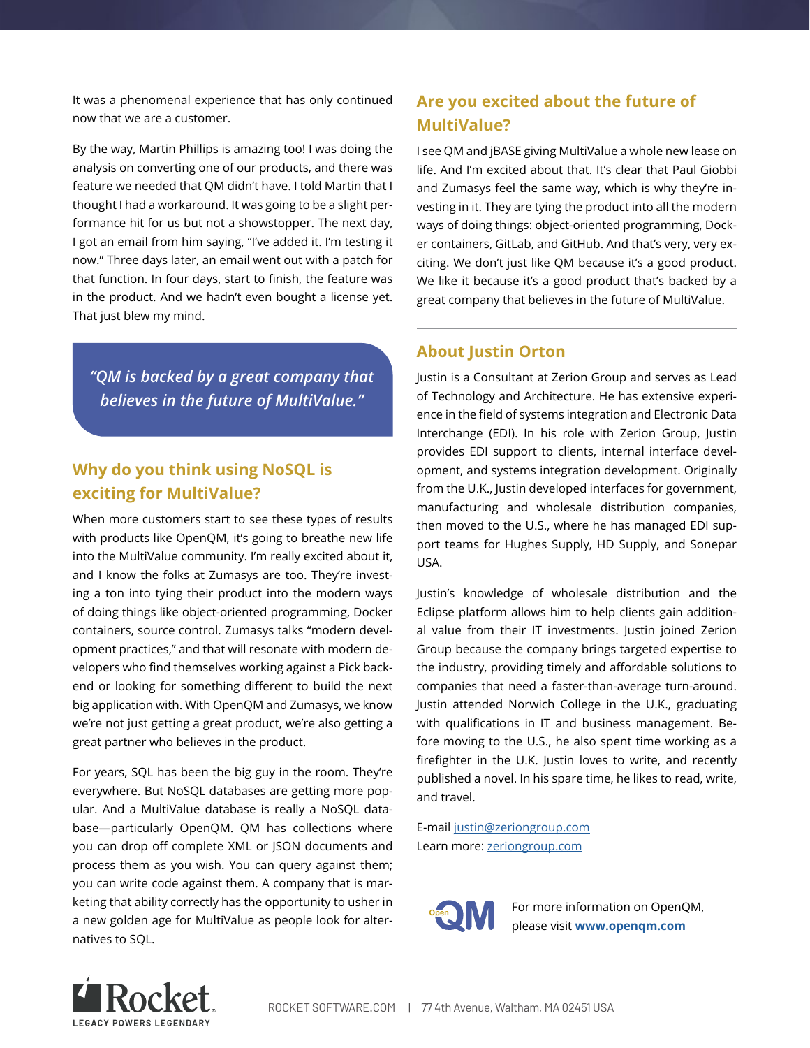It was a phenomenal experience that has only continued now that we are a customer.

By the way, Martin Phillips is amazing too! I was doing the analysis on converting one of our products, and there was feature we needed that QM didn't have. I told Martin that I thought I had a workaround. It was going to be a slight performance hit for us but not a showstopper. The next day, I got an email from him saying, "I've added it. I'm testing it now." Three days later, an email went out with a patch for that function. In four days, start to finish, the feature was in the product. And we hadn't even bought a license yet. That just blew my mind.

> *"QM is backed by a great company that believes in the future of MultiValue."*

## Why do you think using NoSQL is exciting for MultiValue?

When more customers start to see these types of results with products like OpenQM, it's going to breathe new life into the MultiValue community. I'm really excited about it, and I know the folks at Zumasys are too. They're investing a ton into tying their product into the modern ways of doing things like object-oriented programming, Docker containers, source control. Zumasys talks "modern development practices," and that will resonate with modern developers who find themselves working against a Pick backend or looking for something different to build the next big application with. With OpenQM and Zumasys, we know we're not just getting a great product, we're also getting a great partner who believes in the product.

For years, SQL has been the big guy in the room. They're everywhere. But NoSQL databases are getting more popular. And a MultiValue database is really a NoSQL database—particularly OpenQM. QM has collections where you can drop off complete XML or JSON documents and process them as you wish. You can query against them; you can write code against them. A company that is marketing that ability correctly has the opportunity to usher in a new golden age for MultiValue as people look for alternatives to SQL.

## Are you excited about the future of MultiValue?

I see QM and jBASE giving MultiValue a whole new lease on life. And I'm excited about that. It's clear that Paul Giobbi and Zumasys feel the same way, which is why they're investing in it. They are tying the product into all the modern ways of doing things: object-oriented programming, Docker containers, GitLab, and GitHub. And that's very, very exciting. We don't just like QM because it's a good product. We like it because it's a good product that's backed by a great company that believes in the future of MultiValue.

## About Justin Orton

Justin is a Consultant at Zerion Group and serves as Lead of Technology and Architecture. He has extensive experience in the field of systems integration and Electronic Data Interchange (EDI). In his role with Zerion Group, Justin provides EDI support to clients, internal interface development, and systems integration development. Originally from the U.K., Justin developed interfaces for government, manufacturing and wholesale distribution companies, then moved to the U.S., where he has managed EDI support teams for Hughes Supply, HD Supply, and Sonepar USA.

Justin's knowledge of wholesale distribution and the Eclipse platform allows him to help clients gain additional value from their IT investments. Justin joined Zerion Group because the company brings targeted expertise to the industry, providing timely and affordable solutions to companies that need a faster-than-average turn-around. Justin attended Norwich College in the U.K., graduating with qualifications in IT and business management. Before moving to the U.S., he also spent time working as a firefighter in the U.K. Justin loves to write, and recently published a novel. In his spare time, he likes to read, write, and travel.

E-mail justin@zeriongroup.com
Learn more: zeriongroup.com

For more information on OpenQM, please visit **www.openqm.com**

ROCKET SOFTWARE.COM | 77 4th Avenue, Waltham, MA 02451 USA